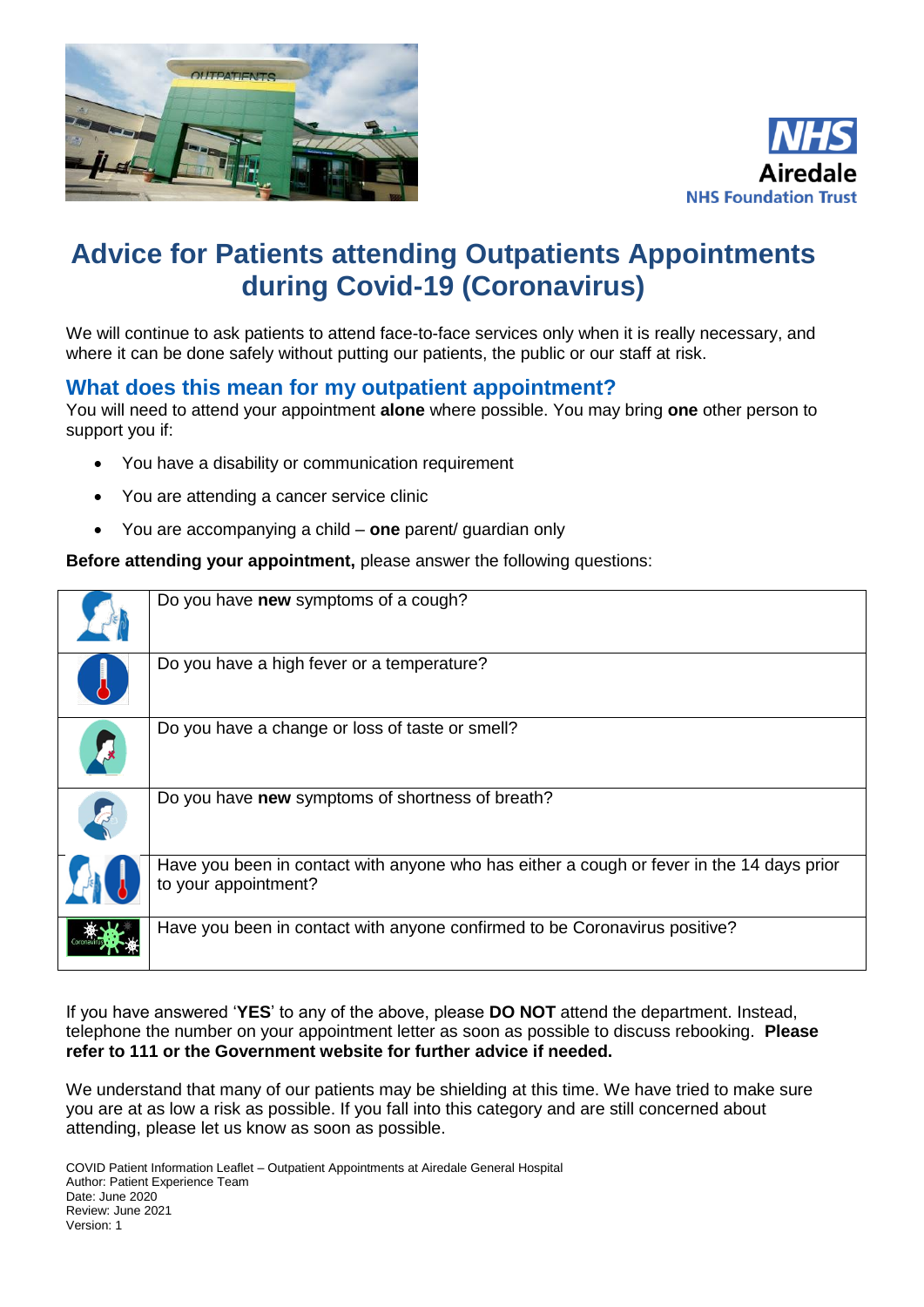# Advice for Patients attending Outpatients Appointments during Covid-19 (Coronavirus)

We will continue to ask patients to attend face-to-face services only when it is really necessary, and where it can be done safely without putting our patients, the public or our staff at risk.

## What does this mean for my outpatient appointment?

You will need to attend your appointment **alone** where possible. You may bring **one** other person to support you if:

- You have a disability or communication requirement
- You are attending a cancer service clinic
- You are accompanying a child – **one** parent/ guardian only

**Before attending your appointment,** please answer the following questions:

| | |
|---|---|
| | Do you have **new** symptoms of a cough? |
| | Do you have a high fever or a temperature? |
| | Do you have a change or loss of taste or smell? |
| | Do you have **new** symptoms of shortness of breath? |
| | Have you been in contact with anyone who has either a cough or fever in the 14 days prior to your appointment? |
| | Have you been in contact with anyone confirmed to be Coronavirus positive? |

If you have answered '**YES**' to any of the above, please **DO NOT** attend the department. Instead, telephone the number on your appointment letter as soon as possible to discuss rebooking. **Please refer to 111 or the Government website for further advice if needed.**

We understand that many of our patients may be shielding at this time. We have tried to make sure you are at as low a risk as possible. If you fall into this category and are still concerned about attending, please let us know as soon as possible.

COVID Patient Information Leaflet – Outpatient Appointments at Airedale General Hospital
Author: Patient Experience Team
Date: June 2020
Review: June 2021
Version: 1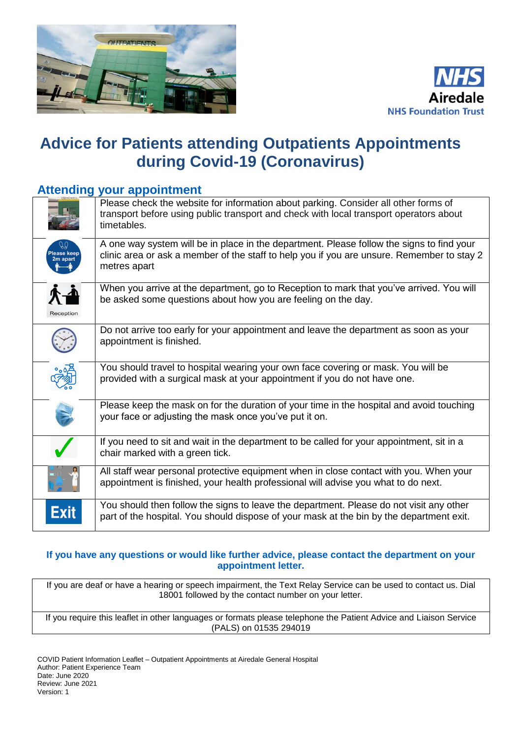NHS
Airedale
NHS Foundation Trust

# Advice for Patients attending Outpatients Appointments during Covid-19 (Coronavirus)

## Attending your appointment

| | |
|---|---|
| | Please check the website for information about parking. Consider all other forms of transport before using public transport and check with local transport operators about timetables. |
| Please keep 2m apart | A one way system will be in place in the department. Please follow the signs to find your clinic area or ask a member of the staff to help you if you are unsure. Remember to stay 2 metres apart |
| Reception | When you arrive at the department, go to Reception to mark that you've arrived. You will be asked some questions about how you are feeling on the day. |
| | Do not arrive too early for your appointment and leave the department as soon as your appointment is finished. |
| | You should travel to hospital wearing your own face covering or mask. You will be provided with a surgical mask at your appointment if you do not have one. |
| | Please keep the mask on for the duration of your time in the hospital and avoid touching your face or adjusting the mask once you've put it on. |
| | If you need to sit and wait in the department to be called for your appointment, sit in a chair marked with a green tick. |
| | All staff wear personal protective equipment when in close contact with you. When your appointment is finished, your health professional will advise you what to do next. |
| Exit | You should then follow the signs to leave the department. Please do not visit any other part of the hospital. You should dispose of your mask at the bin by the department exit. |

**If you have any questions or would like further advice, please contact the department on your appointment letter.**

| |
|---|
| If you are deaf or have a hearing or speech impairment, the Text Relay Service can be used to contact us. Dial 18001 followed by the contact number on your letter. |
| If you require this leaflet in other languages or formats please telephone the Patient Advice and Liaison Service (PALS) on 01535 294019 |

COVID Patient Information Leaflet – Outpatient Appointments at Airedale General Hospital
Author: Patient Experience Team
Date: June 2020
Review: June 2021
Version: 1